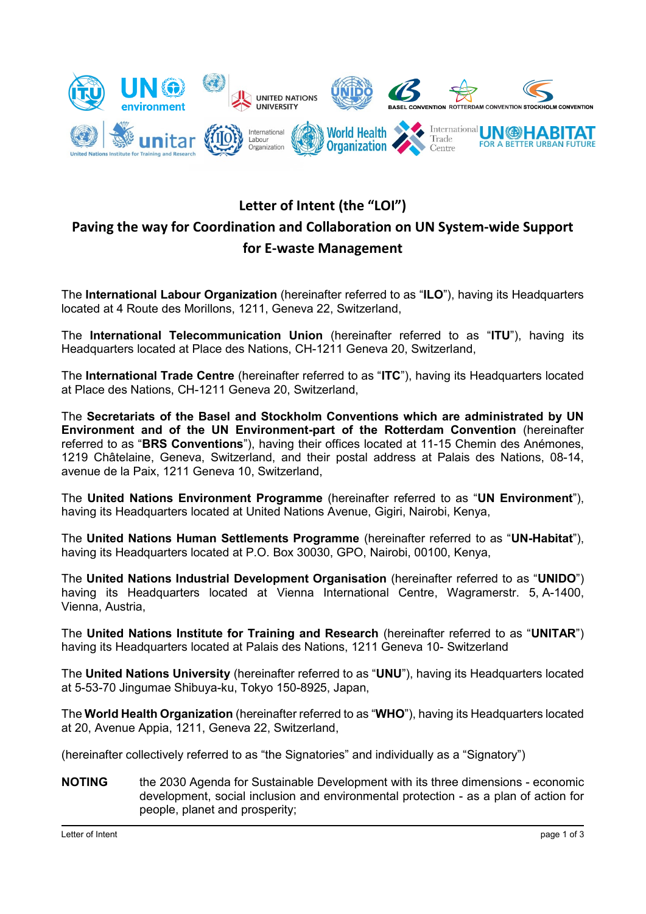# Letter of Intent (the "LOI")

## Paving the way for Coordination and Collaboration on UN System-wide Support for E-waste Management

The **International Labour Organization** (hereinafter referred to as "**ILO**"), having its Headquarters located at 4 Route des Morillons, 1211, Geneva 22, Switzerland,

The **International Telecommunication Union** (hereinafter referred to as "**ITU**"), having its Headquarters located at Place des Nations, CH-1211 Geneva 20, Switzerland,

The **International Trade Centre** (hereinafter referred to as "**ITC**"), having its Headquarters located at Place des Nations, CH-1211 Geneva 20, Switzerland,

The **Secretariats of the Basel and Stockholm Conventions which are administrated by UN Environment and of the UN Environment-part of the Rotterdam Convention** (hereinafter referred to as "**BRS Conventions**"), having their offices located at 11-15 Chemin des Anémones, 1219 Châtelaine, Geneva, Switzerland, and their postal address at Palais des Nations, 08-14, avenue de la Paix, 1211 Geneva 10, Switzerland,

The **United Nations Environment Programme** (hereinafter referred to as "**UN Environment**"), having its Headquarters located at United Nations Avenue, Gigiri, Nairobi, Kenya,

The **United Nations Human Settlements Programme** (hereinafter referred to as "**UN-Habitat**"), having its Headquarters located at P.O. Box 30030, GPO, Nairobi, 00100, Kenya,

The **United Nations Industrial Development Organisation** (hereinafter referred to as "**UNIDO**") having its Headquarters located at Vienna International Centre, Wagramerstr. 5, A-1400, Vienna, Austria,

The **United Nations Institute for Training and Research** (hereinafter referred to as "**UNITAR**") having its Headquarters located at Palais des Nations, 1211 Geneva 10- Switzerland

The **United Nations University** (hereinafter referred to as "**UNU**"), having its Headquarters located at 5-53-70 Jingumae Shibuya-ku, Tokyo 150-8925, Japan,

The **World Health Organization** (hereinafter referred to as "**WHO**"), having its Headquarters located at 20, Avenue Appia, 1211, Geneva 22, Switzerland,

(hereinafter collectively referred to as "the Signatories" and individually as a "Signatory")

**NOTING** the 2030 Agenda for Sustainable Development with its three dimensions - economic development, social inclusion and environmental protection - as a plan of action for people, planet and prosperity;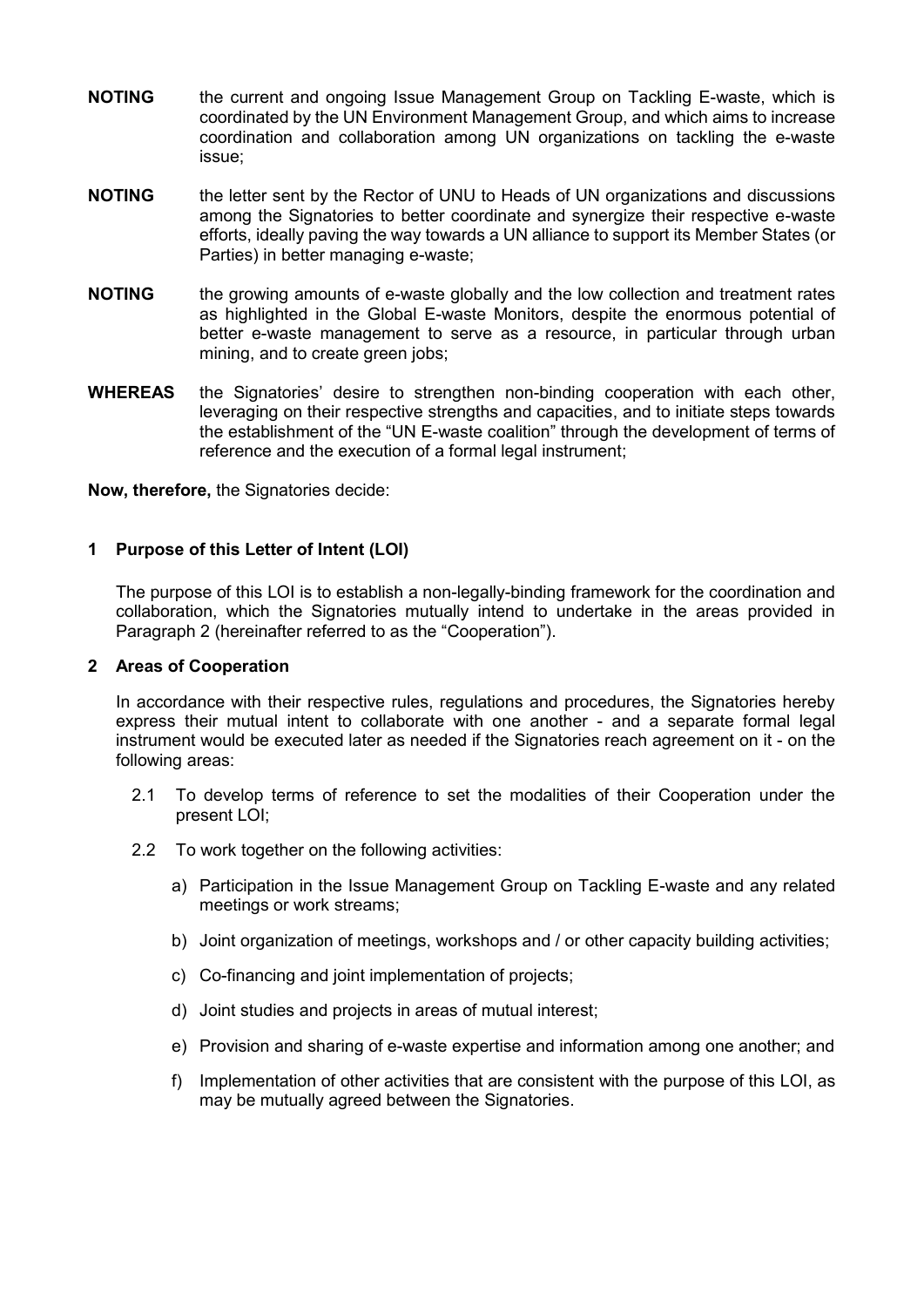**NOTING** the current and ongoing Issue Management Group on Tackling E-waste, which is coordinated by the UN Environment Management Group, and which aims to increase coordination and collaboration among UN organizations on tackling the e-waste issue;

**NOTING** the letter sent by the Rector of UNU to Heads of UN organizations and discussions among the Signatories to better coordinate and synergize their respective e-waste efforts, ideally paving the way towards a UN alliance to support its Member States (or Parties) in better managing e-waste;

**NOTING** the growing amounts of e-waste globally and the low collection and treatment rates as highlighted in the Global E-waste Monitors, despite the enormous potential of better e-waste management to serve as a resource, in particular through urban mining, and to create green jobs;

**WHEREAS** the Signatories' desire to strengthen non-binding cooperation with each other, leveraging on their respective strengths and capacities, and to initiate steps towards the establishment of the "UN E-waste coalition" through the development of terms of reference and the execution of a formal legal instrument;

**Now, therefore,** the Signatories decide:

## 1 Purpose of this Letter of Intent (LOI)

The purpose of this LOI is to establish a non-legally-binding framework for the coordination and collaboration, which the Signatories mutually intend to undertake in the areas provided in Paragraph 2 (hereinafter referred to as the "Cooperation").

## 2 Areas of Cooperation

In accordance with their respective rules, regulations and procedures, the Signatories hereby express their mutual intent to collaborate with one another - and a separate formal legal instrument would be executed later as needed if the Signatories reach agreement on it - on the following areas:

2.1 To develop terms of reference to set the modalities of their Cooperation under the present LOI;

2.2 To work together on the following activities:

a) Participation in the Issue Management Group on Tackling E-waste and any related meetings or work streams;

b) Joint organization of meetings, workshops and / or other capacity building activities;

c) Co-financing and joint implementation of projects;

d) Joint studies and projects in areas of mutual interest;

e) Provision and sharing of e-waste expertise and information among one another; and

f) Implementation of other activities that are consistent with the purpose of this LOI, as may be mutually agreed between the Signatories.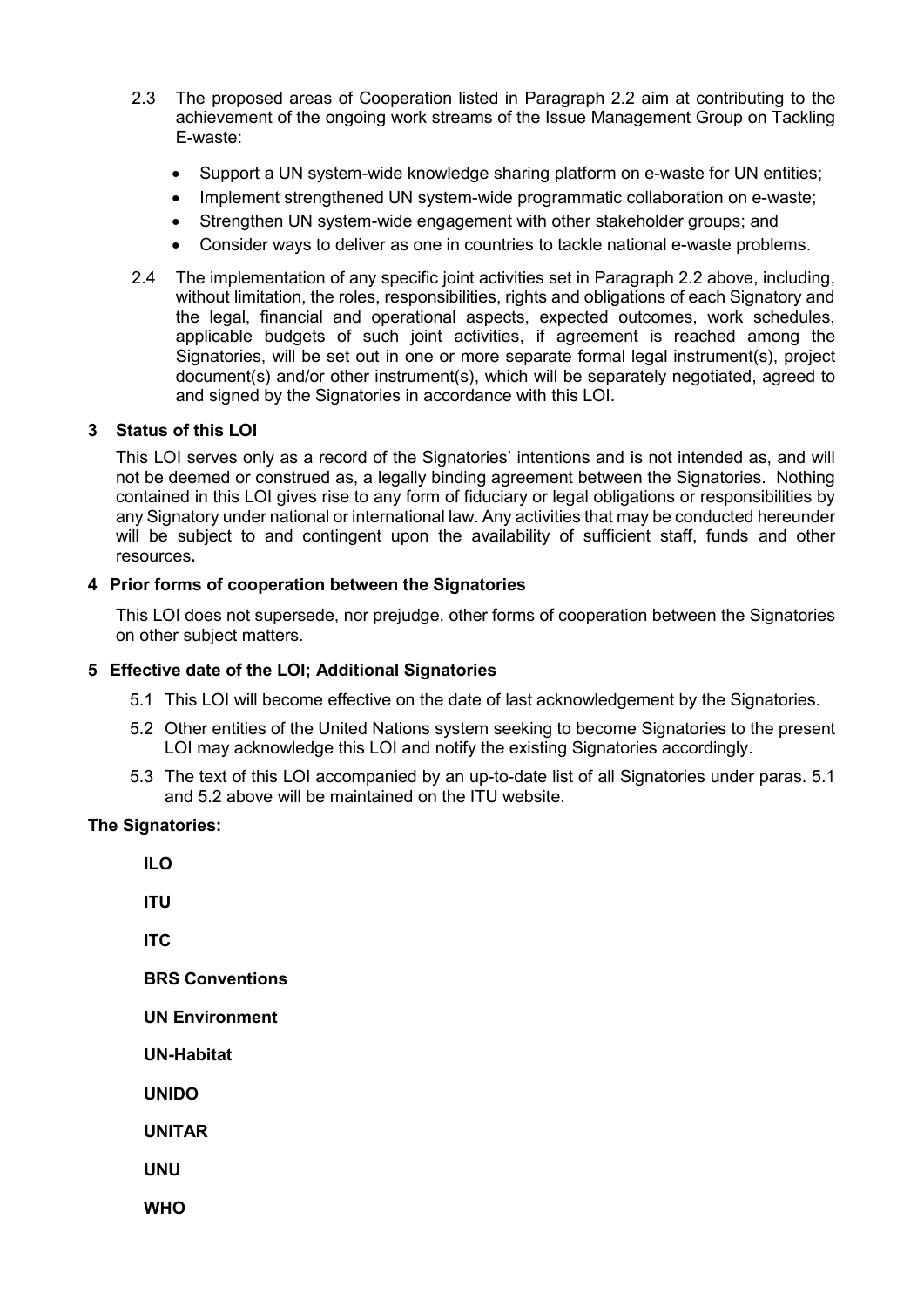2.3 The proposed areas of Cooperation listed in Paragraph 2.2 aim at contributing to the achievement of the ongoing work streams of the Issue Management Group on Tackling E-waste:

- Support a UN system-wide knowledge sharing platform on e-waste for UN entities;
- Implement strengthened UN system-wide programmatic collaboration on e-waste;
- Strengthen UN system-wide engagement with other stakeholder groups; and
- Consider ways to deliver as one in countries to tackle national e-waste problems.

2.4 The implementation of any specific joint activities set in Paragraph 2.2 above, including, without limitation, the roles, responsibilities, rights and obligations of each Signatory and the legal, financial and operational aspects, expected outcomes, work schedules, applicable budgets of such joint activities, if agreement is reached among the Signatories, will be set out in one or more separate formal legal instrument(s), project document(s) and/or other instrument(s), which will be separately negotiated, agreed to and signed by the Signatories in accordance with this LOI.

## 3 Status of this LOI

This LOI serves only as a record of the Signatories' intentions and is not intended as, and will not be deemed or construed as, a legally binding agreement between the Signatories. Nothing contained in this LOI gives rise to any form of fiduciary or legal obligations or responsibilities by any Signatory under national or international law. Any activities that may be conducted hereunder will be subject to and contingent upon the availability of sufficient staff, funds and other resources**.**

## 4 Prior forms of cooperation between the Signatories

This LOI does not supersede, nor prejudge, other forms of cooperation between the Signatories on other subject matters.

## 5 Effective date of the LOI; Additional Signatories

5.1 This LOI will become effective on the date of last acknowledgement by the Signatories.

5.2 Other entities of the United Nations system seeking to become Signatories to the present LOI may acknowledge this LOI and notify the existing Signatories accordingly.

5.3 The text of this LOI accompanied by an up-to-date list of all Signatories under paras. 5.1 and 5.2 above will be maintained on the ITU website.

**The Signatories:**

**ILO**

**ITU**

**ITC**

**BRS Conventions**

**UN Environment**

**UN-Habitat**

**UNIDO**

**UNITAR**

**UNU**

**WHO**